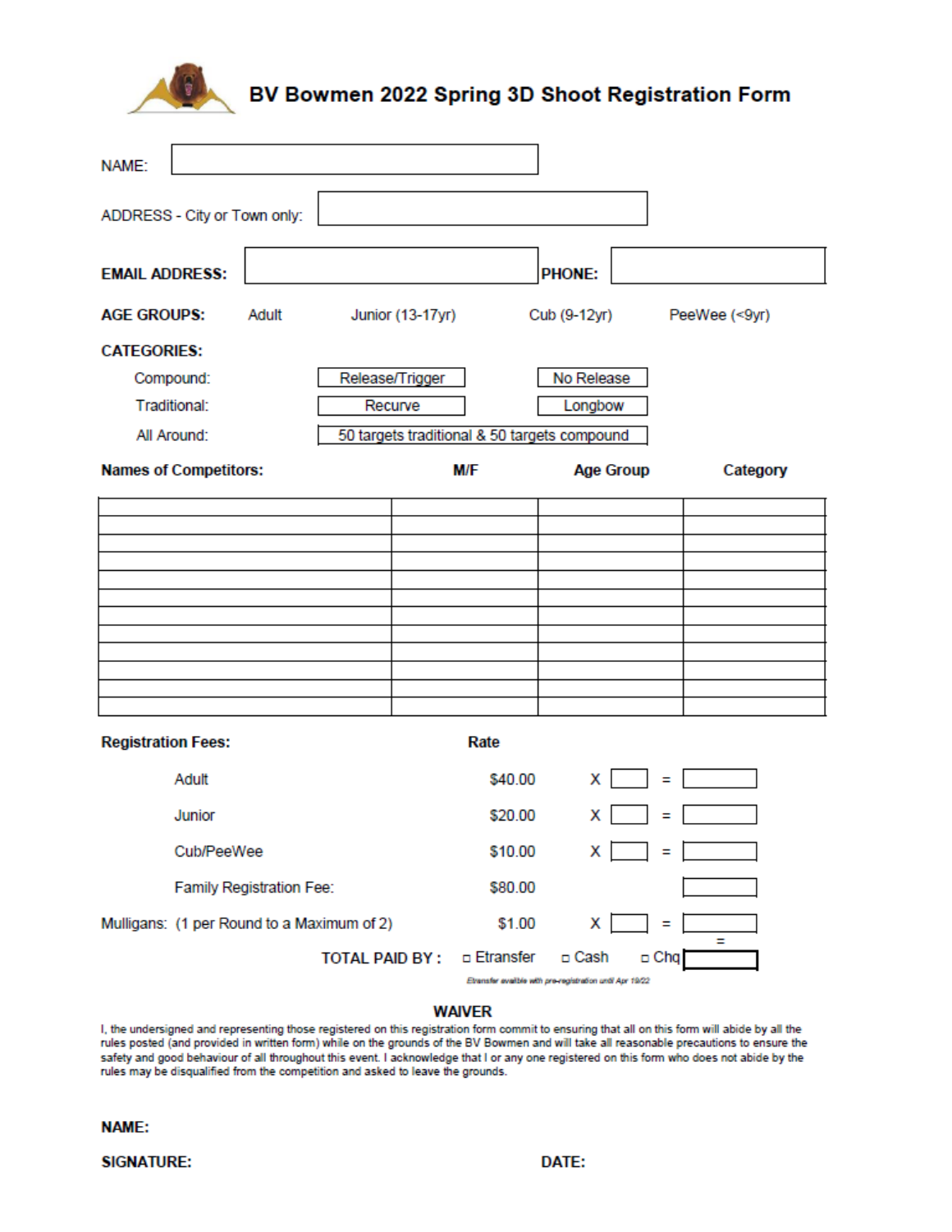# BV Bowmen 2022 Spring 3D Shoot Registration Form

NAME: 

ADDRESS - City or Town only: 

**EMAIL ADDRESS:** **PHONE:** 

**AGE GROUPS:** Adult Junior (13-17yr) Cub (9-12yr) PeeWee (<9yr)

**CATEGORIES:**

| | | |
|---|---|---|
| Compound: | Release/Trigger | No Release |
| Traditional: | Recurve | Longbow |
| All Around: | 50 targets traditional & 50 targets compound | |

| Names of Competitors: | M/F | Age Group | Category |
|---|---|---|---|
| | | | |
| | | | |
| | | | |
| | | | |
| | | | |
| | | | |
| | | | |
| | | | |
| | | | |
| | | | |
| | | | |
| | | | |

| Registration Fees: | Rate | | | | |
|---|---|---|---|---|---|
| Adult | $40.00 | X | | = | |
| Junior | $20.00 | X | | = | |
| Cub/PeeWee | $10.00 | X | | = | |
| Family Registration Fee: | $80.00 | | | | |
| Mulligans: (1 per Round to a Maximum of 2) | $1.00 | X | | = | |

TOTAL PAID BY : ☐ Etransfer ☐ Cash ☐ Chq =

*Etransfer availble with pre-registration until Apr 19/22*

## WAIVER

I, the undersigned and representing those registered on this registration form commit to ensuring that all on this form will abide by all the rules posted (and provided in written form) while on the grounds of the BV Bowmen and will take all reasonable precautions to ensure the safety and good behaviour of all throughout this event. I acknowledge that I or any one registered on this form who does not abide by the rules may be disqualified from the competition and asked to leave the grounds.

**NAME:**

**SIGNATURE:** **DATE:**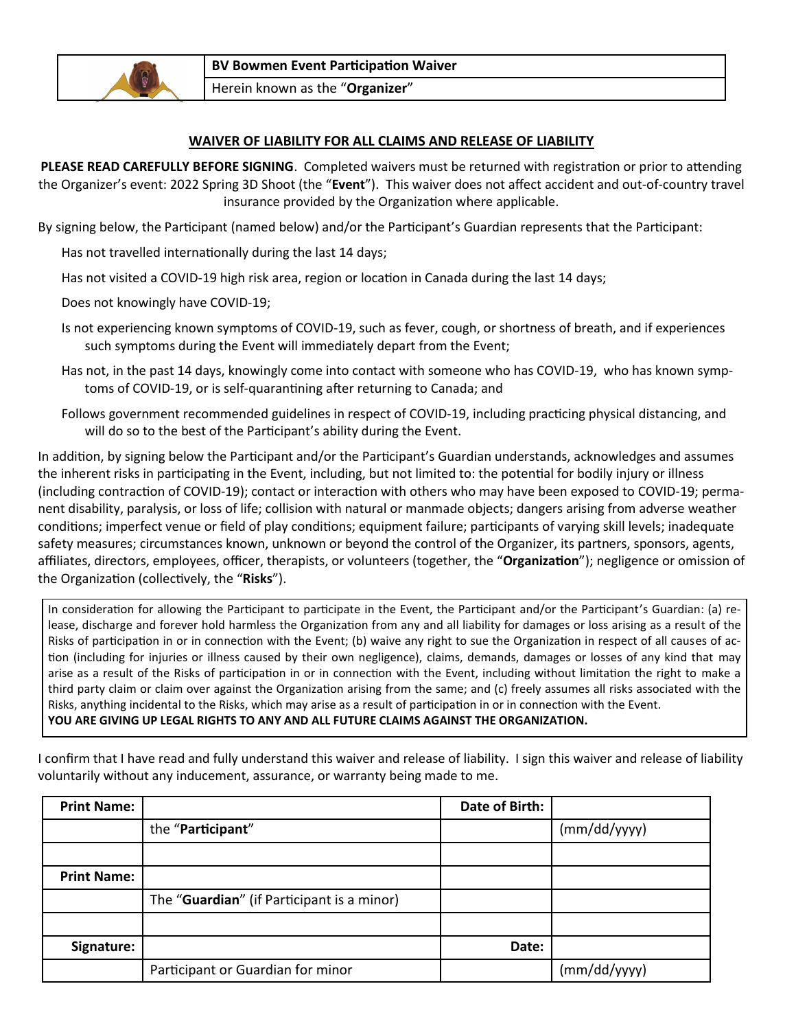| | |
|---|---|
| | **BV Bowmen Event Participation Waiver** |
| | Herein known as the "**Organizer**" |

## WAIVER OF LIABILITY FOR ALL CLAIMS AND RELEASE OF LIABILITY

**PLEASE READ CAREFULLY BEFORE SIGNING**. Completed waivers must be returned with registration or prior to attending the Organizer's event: 2022 Spring 3D Shoot (the "**Event**"). This waiver does not affect accident and out-of-country travel insurance provided by the Organization where applicable.

By signing below, the Participant (named below) and/or the Participant's Guardian represents that the Participant:

Has not travelled internationally during the last 14 days;

Has not visited a COVID-19 high risk area, region or location in Canada during the last 14 days;

Does not knowingly have COVID-19;

Is not experiencing known symptoms of COVID-19, such as fever, cough, or shortness of breath, and if experiences such symptoms during the Event will immediately depart from the Event;

Has not, in the past 14 days, knowingly come into contact with someone who has COVID-19, who has known symptoms of COVID-19, or is self-quarantining after returning to Canada; and

Follows government recommended guidelines in respect of COVID-19, including practicing physical distancing, and will do so to the best of the Participant's ability during the Event.

In addition, by signing below the Participant and/or the Participant's Guardian understands, acknowledges and assumes the inherent risks in participating in the Event, including, but not limited to: the potential for bodily injury or illness (including contraction of COVID-19); contact or interaction with others who may have been exposed to COVID-19; permanent disability, paralysis, or loss of life; collision with natural or manmade objects; dangers arising from adverse weather conditions; imperfect venue or field of play conditions; equipment failure; participants of varying skill levels; inadequate safety measures; circumstances known, unknown or beyond the control of the Organizer, its partners, sponsors, agents, affiliates, directors, employees, officer, therapists, or volunteers (together, the "**Organization**"); negligence or omission of the Organization (collectively, the "**Risks**").

In consideration for allowing the Participant to participate in the Event, the Participant and/or the Participant's Guardian: (a) release, discharge and forever hold harmless the Organization from any and all liability for damages or loss arising as a result of the Risks of participation in or in connection with the Event; (b) waive any right to sue the Organization in respect of all causes of action (including for injuries or illness caused by their own negligence), claims, demands, damages or losses of any kind that may arise as a result of the Risks of participation in or in connection with the Event, including without limitation the right to make a third party claim or claim over against the Organization arising from the same; and (c) freely assumes all risks associated with the Risks, anything incidental to the Risks, which may arise as a result of participation in or in connection with the Event.
**YOU ARE GIVING UP LEGAL RIGHTS TO ANY AND ALL FUTURE CLAIMS AGAINST THE ORGANIZATION.**

I confirm that I have read and fully understand this waiver and release of liability. I sign this waiver and release of liability voluntarily without any inducement, assurance, or warranty being made to me.

| | | | |
|---|---|---|---|
| **Print Name:** | | **Date of Birth:** | |
| | the "**Participant**" | | (mm/dd/yyyy) |
| | | | |
| **Print Name:** | | | |
| | The "**Guardian**" (if Participant is a minor) | | |
| | | | |
| **Signature:** | | **Date:** | |
| | Participant or Guardian for minor | | (mm/dd/yyyy) |